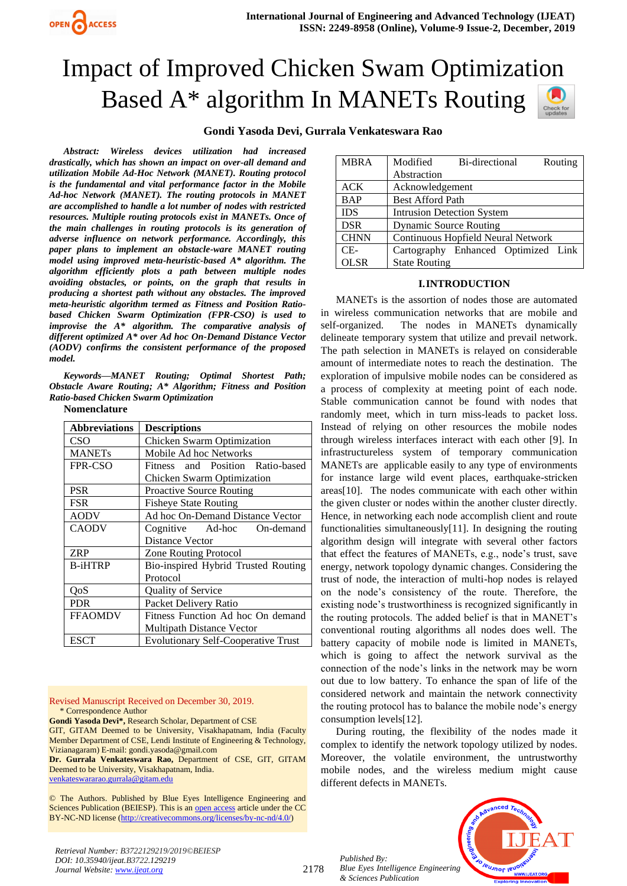# Impact of Improved Chicken Swam Optimization Based A* algorithm In MANETs Routing

**Gondi Yasoda Devi, Gurrala Venkateswara Rao**

***Abstract:*** ***Wireless devices utilization had increased drastically, which has shown an impact on over-all demand and utilization Mobile Ad-Hoc Network (MANET). Routing protocol is the fundamental and vital performance factor in the Mobile Ad-hoc Network (MANET). The routing protocols in MANET are accomplished to handle a lot number of nodes with restricted resources. Multiple routing protocols exist in MANETs. Once of the main challenges in routing protocols is its generation of adverse influence on network performance. Accordingly, this paper plans to implement an obstacle-ware MANET routing model using improved meta-heuristic-based A* algorithm. The algorithm efficiently plots a path between multiple nodes avoiding obstacles, or points, on the graph that results in producing a shortest path without any obstacles. The improved meta-heuristic algorithm termed as Fitness and Position Ratio-based Chicken Swarm Optimization (FPR-CSO) is used to improvise the A* algorithm. The comparative analysis of different optimized A* over Ad hoc On-Demand Distance Vector (AODV) confirms the consistent performance of the proposed model.***

***Keywords—MANET Routing; Optimal Shortest Path; Obstacle Aware Routing; A* Algorithm; Fitness and Position Ratio-based Chicken Swarm Optimization***

**Nomenclature**

| Abbreviations | Descriptions |
|---|---|
| CSO | Chicken Swarm Optimization |
| MANETs | Mobile Ad hoc Networks |
| FPR-CSO | Fitness and Position Ratio-based Chicken Swarm Optimization |
| PSR | Proactive Source Routing |
| FSR | Fisheye State Routing |
| AODV | Ad hoc On-Demand Distance Vector |
| CAODV | Cognitive Ad-hoc On-demand Distance Vector |
| ZRP | Zone Routing Protocol |
| B-iHTRP | Bio-inspired Hybrid Trusted Routing Protocol |
| QoS | Quality of Service |
| PDR | Packet Delivery Ratio |
| FFAOMDV | Fitness Function Ad hoc On demand Multipath Distance Vector |
| ESCT | Evolutionary Self-Cooperative Trust |
| MBRA | Modified Bi-directional Routing Abstraction |
| ACK | Acknowledgement |
| BAP | Best Afford Path |
| IDS | Intrusion Detection System |
| DSR | Dynamic Source Routing |
| CHNN | Continuous Hopfield Neural Network |
| CE-OLSR | Cartography Enhanced Optimized Link State Routing |

Revised Manuscript Received on December 30, 2019.

\* Correspondence Author

**Gondi Yasoda Devi\*,** Research Scholar, Department of CSE GIT, GITAM Deemed to be University, Visakhapatnam, India (Faculty Member Department of CSE, Lendi Institute of Engineering & Technology, Vizianagaram) E-mail: gondi.yasoda@gmail.com

**Dr. Gurrala Venkateswara Rao,** Department of CSE, GIT, GITAM Deemed to be University, Visakhapatnam, India. venkateswararao.gurrala@gitam.edu

© The Authors. Published by Blue Eyes Intelligence Engineering and Sciences Publication (BEIESP). This is an open access article under the CC BY-NC-ND license (http://creativecommons.org/licenses/by-nc-nd/4.0/)

## I. INTRODUCTION

MANETs is the assortion of nodes those are automated in wireless communication networks that are mobile and self-organized. The nodes in MANETs dynamically delineate temporary system that utilize and prevail network. The path selection in MANETs is relayed on considerable amount of intermediate notes to reach the destination. The exploration of impulsive mobile nodes can be considered as a process of complexity at meeting point of each node. Stable communication cannot be found with nodes that randomly meet, which in turn miss-leads to packet loss. Instead of relying on other resources the mobile nodes through wireless interfaces interact with each other [9]. In infrastructureless system of temporary communication MANETs are applicable easily to any type of environments for instance large wild event places, earthquake-stricken areas[10]. The nodes communicate with each other within the given cluster or nodes within the another cluster directly. Hence, in networking each node accomplish client and route functionalities simultaneously[11]. In designing the routing algorithm design will integrate with several other factors that effect the features of MANETs, e.g., node's trust, save energy, network topology dynamic changes. Considering the trust of node, the interaction of multi-hop nodes is relayed on the node's consistency of the route. Therefore, the existing node's trustworthiness is recognized significantly in the routing protocols. The added belief is that in MANET's conventional routing algorithms all nodes does well. The battery capacity of mobile node is limited in MANETs, which is going to affect the network survival as the connection of the node's links in the network may be worn out due to low battery. To enhance the span of life of the considered network and maintain the network connectivity the routing protocol has to balance the mobile node's energy consumption levels[12].

During routing, the flexibility of the nodes made it complex to identify the network topology utilized by nodes. Moreover, the volatile environment, the untrustworthy mobile nodes, and the wireless medium might cause different defects in MANETs.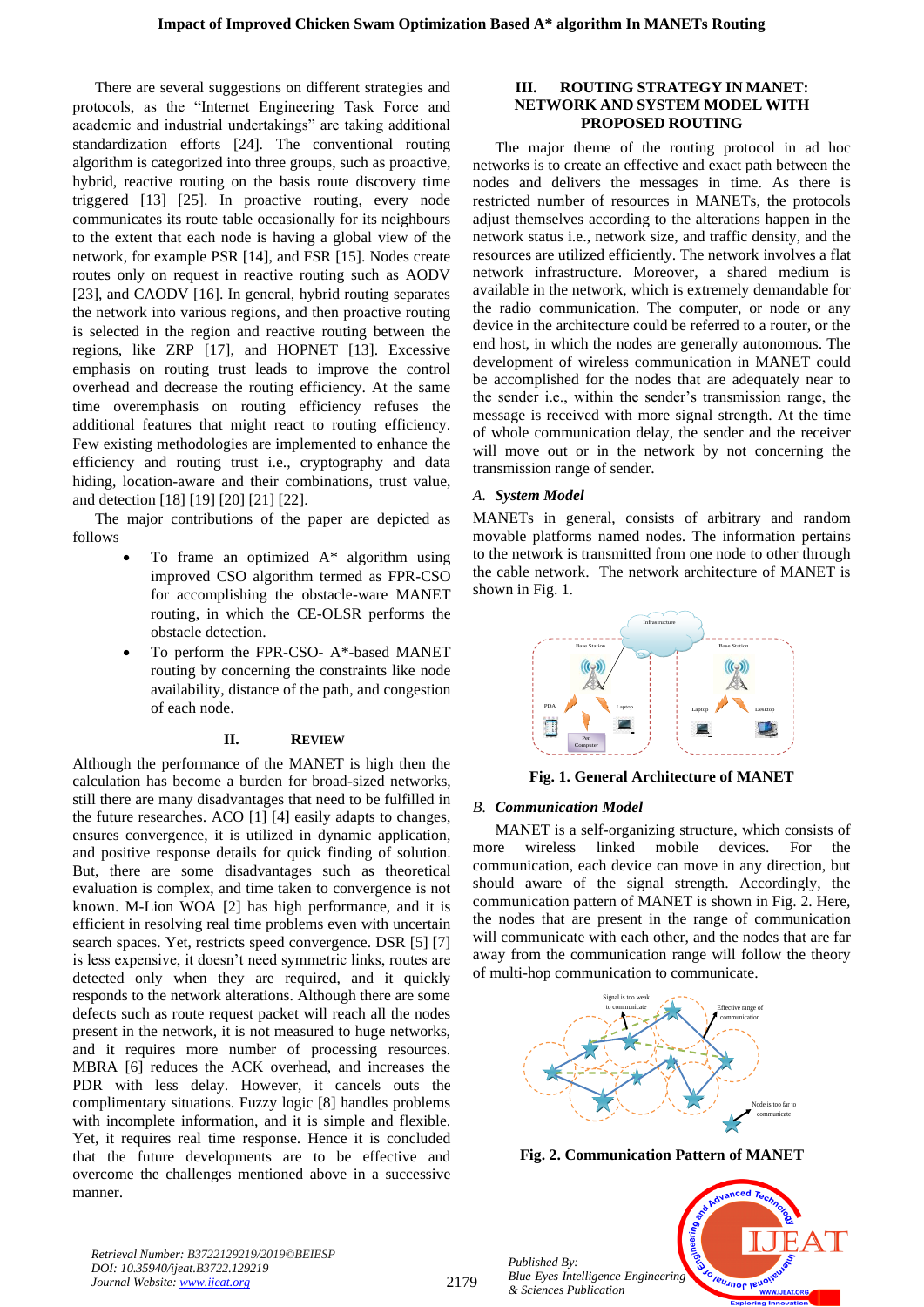There are several suggestions on different strategies and protocols, as the "Internet Engineering Task Force and academic and industrial undertakings" are taking additional standardization efforts [24]. The conventional routing algorithm is categorized into three groups, such as proactive, hybrid, reactive routing on the basis route discovery time triggered [13] [25]. In proactive routing, every node communicates its route table occasionally for its neighbours to the extent that each node is having a global view of the network, for example PSR [14], and FSR [15]. Nodes create routes only on request in reactive routing such as AODV [23], and CAODV [16]. In general, hybrid routing separates the network into various regions, and then proactive routing is selected in the region and reactive routing between the regions, like ZRP [17], and HOPNET [13]. Excessive emphasis on routing trust leads to improve the control overhead and decrease the routing efficiency. At the same time overemphasis on routing efficiency refuses the additional features that might react to routing efficiency. Few existing methodologies are implemented to enhance the efficiency and routing trust i.e., cryptography and data hiding, location-aware and their combinations, trust value, and detection [18] [19] [20] [21] [22].

The major contributions of the paper are depicted as follows

- To frame an optimized A* algorithm using improved CSO algorithm termed as FPR-CSO for accomplishing the obstacle-ware MANET routing, in which the CE-OLSR performs the obstacle detection.
- To perform the FPR-CSO- A*-based MANET routing by concerning the constraints like node availability, distance of the path, and congestion of each node.

## II. REVIEW

Although the performance of the MANET is high then the calculation has become a burden for broad-sized networks, still there are many disadvantages that need to be fulfilled in the future researches. ACO [1] [4] easily adapts to changes, ensures convergence, it is utilized in dynamic application, and positive response details for quick finding of solution. But, there are some disadvantages such as theoretical evaluation is complex, and time taken to convergence is not known. M-Lion WOA [2] has high performance, and it is efficient in resolving real time problems even with uncertain search spaces. Yet, restricts speed convergence. DSR [5] [7] is less expensive, it doesn't need symmetric links, routes are detected only when they are required, and it quickly responds to the network alterations. Although there are some defects such as route request packet will reach all the nodes present in the network, it is not measured to huge networks, and it requires more number of processing resources. MBRA [6] reduces the ACK overhead, and increases the PDR with less delay. However, it cancels outs the complimentary situations. Fuzzy logic [8] handles problems with incomplete information, and it is simple and flexible. Yet, it requires real time response. Hence it is concluded that the future developments are to be effective and overcome the challenges mentioned above in a successive manner.

## III. ROUTING STRATEGY IN MANET: NETWORK AND SYSTEM MODEL WITH PROPOSED ROUTING

The major theme of the routing protocol in ad hoc networks is to create an effective and exact path between the nodes and delivers the messages in time. As there is restricted number of resources in MANETs, the protocols adjust themselves according to the alterations happen in the network status i.e., network size, and traffic density, and the resources are utilized efficiently. The network involves a flat network infrastructure. Moreover, a shared medium is available in the network, which is extremely demandable for the radio communication. The computer, or node or any device in the architecture could be referred to a router, or the end host, in which the nodes are generally autonomous. The development of wireless communication in MANET could be accomplished for the nodes that are adequately near to the sender i.e., within the sender's transmission range, the message is received with more signal strength. At the time of whole communication delay, the sender and the receiver will move out or in the network by not concerning the transmission range of sender.

### A. System Model

MANETs in general, consists of arbitrary and random movable platforms named nodes. The information pertains to the network is transmitted from one node to other through the cable network. The network architecture of MANET is shown in Fig. 1.

**Fig. 1. General Architecture of MANET**

### B. Communication Model

MANET is a self-organizing structure, which consists of more wireless linked mobile devices. For the communication, each device can move in any direction, but should aware of the signal strength. Accordingly, the communication pattern of MANET is shown in Fig. 2. Here, the nodes that are present in the range of communication will communicate with each other, and the nodes that are far away from the communication range will follow the theory of multi-hop communication to communicate.

**Fig. 2. Communication Pattern of MANET**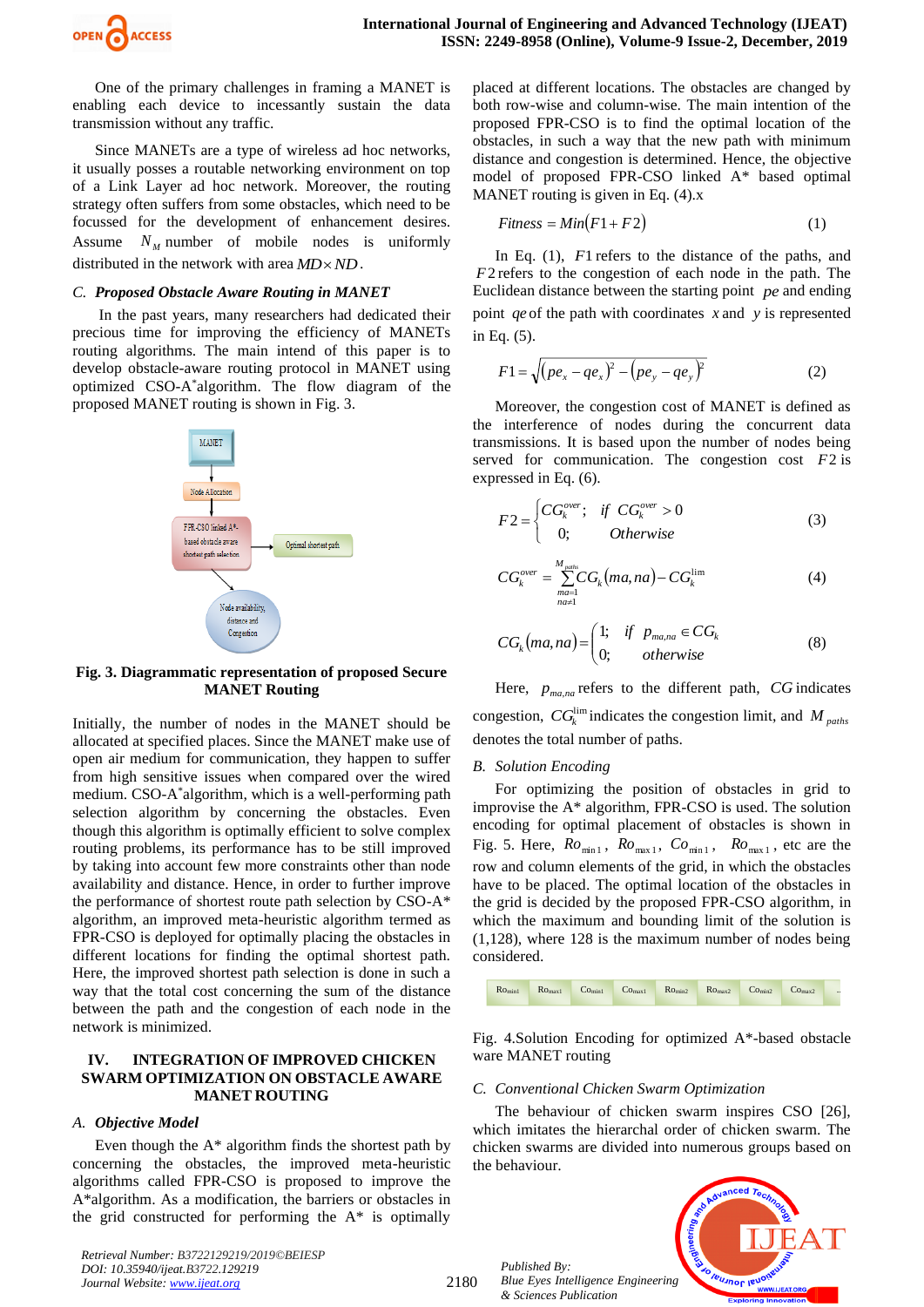One of the primary challenges in framing a MANET is enabling each device to incessantly sustain the data transmission without any traffic.

Since MANETs are a type of wireless ad hoc networks, it usually posses a routable networking environment on top of a Link Layer ad hoc network. Moreover, the routing strategy often suffers from some obstacles, which need to be focussed for the development of enhancement desires. Assume $N_M$ number of mobile nodes is uniformly distributed in the network with area $MD \times ND$.

### *C. Proposed Obstacle Aware Routing in MANET*

In the past years, many researchers had dedicated their precious time for improving the efficiency of MANETs routing algorithms. The main intend of this paper is to develop obstacle-aware routing protocol in MANET using optimized CSO-A*algorithm. The flow diagram of the proposed MANET routing is shown in Fig. 3.

**Fig. 3. Diagrammatic representation of proposed Secure MANET Routing**

Initially, the number of nodes in the MANET should be allocated at specified places. Since the MANET make use of open air medium for communication, they happen to suffer from high sensitive issues when compared over the wired medium. CSO-A*algorithm, which is a well-performing path selection algorithm by concerning the obstacles. Even though this algorithm is optimally efficient to solve complex routing problems, its performance has to be still improved by taking into account few more constraints other than node availability and distance. Hence, in order to further improve the performance of shortest route path selection by CSO-A* algorithm, an improved meta-heuristic algorithm termed as FPR-CSO is deployed for optimally placing the obstacles in different locations for finding the optimal shortest path. Here, the improved shortest path selection is done in such a way that the total cost concerning the sum of the distance between the path and the congestion of each node in the network is minimized.

## IV. INTEGRATION OF IMPROVED CHICKEN SWARM OPTIMIZATION ON OBSTACLE AWARE MANET ROUTING

### *A. Objective Model*

Even though the A* algorithm finds the shortest path by concerning the obstacles, the improved meta-heuristic algorithms called FPR-CSO is proposed to improve the A*algorithm. As a modification, the barriers or obstacles in the grid constructed for performing the A* is optimally placed at different locations. The obstacles are changed by both row-wise and column-wise. The main intention of the proposed FPR-CSO is to find the optimal location of the obstacles, in such a way that the new path with minimum distance and congestion is determined. Hence, the objective model of proposed FPR-CSO linked A* based optimal MANET routing is given in Eq. (4).x

$$Fitness = Min(F1 + F2) \tag{1}$$

In Eq. (1), $F1$ refers to the distance of the paths, and $F2$ refers to the congestion of each node in the path. The Euclidean distance between the starting point $pe$ and ending point $qe$ of the path with coordinates $x$ and $y$ is represented in Eq. (5).

$$F1 = \sqrt{(pe_x - qe_x)^2 - (pe_y - qe_y)^2} \tag{2}$$

Moreover, the congestion cost of MANET is defined as the interference of nodes during the concurrent data transmissions. It is based upon the number of nodes being served for communication. The congestion cost $F2$ is expressed in Eq. (6).

$$F2 = \begin{cases} CG_k^{over}; & if \ CG_k^{over} > 0 \\ 0; & Otherwise \end{cases} \tag{3}$$

$$CG_k^{over} = \sum_{\substack{ma=1 \\ na \neq 1}}^{M_{paths}} CG_k(ma, na) - CG_k^{\lim} \tag{4}$$

$$CG_k(ma, na) = \begin{cases} 1; & if \ \ p_{ma,na} \in CG_k \\ 0; & otherwise \end{cases} \tag{8}$$

Here, $p_{ma,na}$ refers to the different path, $CG$ indicates congestion, $CG_k^{\lim}$ indicates the congestion limit, and $M_{paths}$ denotes the total number of paths.

### *B. Solution Encoding*

For optimizing the position of obstacles in grid to improvise the A* algorithm, FPR-CSO is used. The solution encoding for optimal placement of obstacles is shown in Fig. 5. Here, $Ro_{\min 1}$, $Ro_{\max 1}$, $Co_{\min 1}$, $Ro_{\max 1}$, etc are the row and column elements of the grid, in which the obstacles have to be placed. The optimal location of the obstacles in the grid is decided by the proposed FPR-CSO algorithm, in which the maximum and bounding limit of the solution is (1,128), where 128 is the maximum number of nodes being considered.

| $Ro_{min1}$ | $Ro_{max1}$ | $Co_{min1}$ | $Co_{max1}$ | $Ro_{min2}$ | $Ro_{max2}$ | $Co_{min2}$ | $Co_{max2}$ | .. |
|---|---|---|---|---|---|---|---|---|

Fig. 4.Solution Encoding for optimized A*-based obstacle ware MANET routing

### *C. Conventional Chicken Swarm Optimization*

The behaviour of chicken swarm inspires CSO [26], which imitates the hierarchal order of chicken swarm. The chicken swarms are divided into numerous groups based on the behaviour.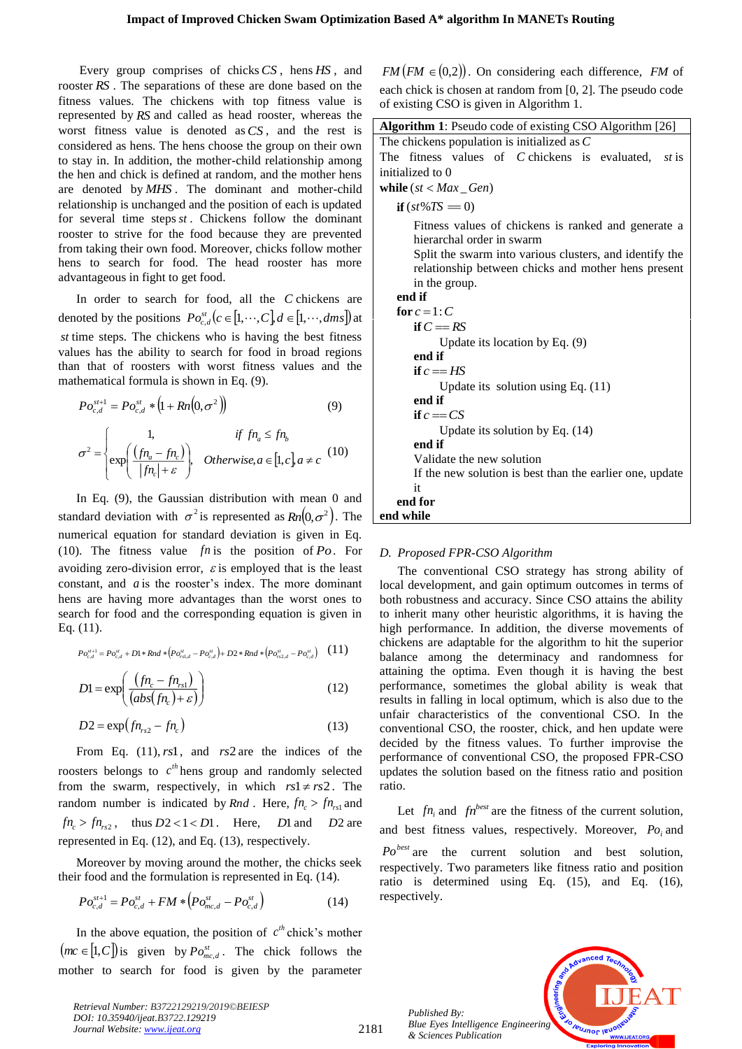Every group comprises of chicks $CS$, hens $HS$, and rooster $RS$. The separations of these are done based on the fitness values. The chickens with top fitness value is represented by $RS$ and called as head rooster, whereas the worst fitness value is denoted as $CS$, and the rest is considered as hens. The hens choose the group on their own to stay in. In addition, the mother-child relationship among the hen and chick is defined at random, and the mother hens are denoted by $MHS$. The dominant and mother-child relationship is unchanged and the position of each is updated for several time steps $st$. Chickens follow the dominant rooster to strive for the food because they are prevented from taking their own food. Moreover, chicks follow mother hens to search for food. The head rooster has more advantageous in fight to get food.

In order to search for food, all the $C$ chickens are denoted by the positions $Po_{c,d}^{st}\left(c \in [1,\cdots,C], d \in [1,\cdots,dms]\right)$ at $st$ time steps. The chickens who is having the best fitness values has the ability to search for food in broad regions than that of roosters with worst fitness values and the mathematical formula is shown in Eq. (9).

$$Po_{c,d}^{st+1} = Po_{c,d}^{st} * \left(1 + Rn\left(0,\sigma^2\right)\right) \tag{9}$$

$$\sigma^2 = \begin{cases} 1, & if \; fn_a \le fn_b \\ \exp\left(\dfrac{(fn_a - fn_c)}{|fn_c| + \varepsilon}\right), & Otherwise, a \in [1,c], a \ne c \end{cases} \tag{10}$$

In Eq. (9), the Gaussian distribution with mean 0 and standard deviation with $\sigma^2$ is represented as $Rn\left(0,\sigma^2\right)$. The numerical equation for standard deviation is given in Eq. (10). The fitness value $fn$ is the position of $Po$. For avoiding zero-division error, $\varepsilon$ is employed that is the least constant, and $a$ is the rooster's index. The more dominant hens are having more advantages than the worst ones to search for food and the corresponding equation is given in Eq. (11).

$$Po_{c,d}^{st+1} = Po_{c,d}^{st} + D1 * Rnd * \left(Po_{rs1,d}^{st} - Po_{c,d}^{st}\right) + D2 * Rnd * \left(Po_{rs2,d}^{st} - Po_{c,d}^{st}\right) \tag{11}$$

$$D1 = \exp\left(\frac{(fn_c - fn_{rs1})}{(abs(fn_c) + \varepsilon)}\right) \tag{12}$$

$$D2 = \exp\left(fn_{rs2} - fn_c\right) \tag{13}$$

From Eq. (11), $rs1$, and $rs2$ are the indices of the roosters belongs to $c^{th}$ hens group and randomly selected from the swarm, respectively, in which $rs1 \ne rs2$. The random number is indicated by $Rnd$. Here, $fn_c > fn_{rs1}$ and $fn_c > fn_{rs2}$, thus $D2 < 1 < D1$. Here, $D1$ and $D2$ are represented in Eq. (12), and Eq. (13), respectively.

Moreover by moving around the mother, the chicks seek their food and the formulation is represented in Eq. (14).

$$Po_{c,d}^{st+1} = Po_{c,d}^{st} + FM * \left(Po_{mc,d}^{st} - Po_{c,d}^{st}\right) \tag{14}$$

In the above equation, the position of $c^{th}$ chick's mother $\left(mc \in [1,C]\right)$ is given by $Po_{mc,d}^{st}$. The chick follows the mother to search for food is given by the parameter $FM\left(FM \in (0,2)\right)$. On considering each difference, $FM$ of each chick is chosen at random from [0, 2]. The pseudo code of existing CSO is given in Algorithm 1.

```
Algorithm 1: Pseudo code of existing CSO Algorithm [26]
The chickens population is initialized as C
The fitness values of C chickens is evaluated, st is initialized to 0
while (st < Max_Gen)
    if (st%TS == 0)
        Fitness values of chickens is ranked and generate a hierarchal order in swarm
        Split the swarm into various clusters, and identify the relationship between chicks and mother hens present in the group.
    end if
    for c = 1:C
        if C == RS
            Update its location by Eq. (9)
        end if
        if c == HS
            Update its solution using Eq. (11)
        end if
        if c == CS
            Update its solution by Eq. (14)
        end if
        Validate the new solution
        If the new solution is best than the earlier one, update it
    end for
end while
```

### D. Proposed FPR-CSO Algorithm

The conventional CSO strategy has strong ability of local development, and gain optimum outcomes in terms of both robustness and accuracy. Since CSO attains the ability to inherit many other heuristic algorithms, it is having the high performance. In addition, the diverse movements of chickens are adaptable for the algorithm to hit the superior balance among the determinacy and randomness for attaining the optima. Even though it is having the best performance, sometimes the global ability is weak that results in falling in local optimum, which is also due to the unfair characteristics of the conventional CSO. In the conventional CSO, the rooster, chick, and hen update were decided by the fitness values. To further improve the performance of conventional CSO, the proposed FPR-CSO updates the solution based on the fitness ratio and position ratio.

Let $fn_i$ and $fn^{best}$ are the fitness of the current solution, and best fitness values, respectively. Moreover, $Po_i$ and $Po^{best}$ are the current solution and best solution, respectively. Two parameters like fitness ratio and position ratio is determined using Eq. (15), and Eq. (16), respectively.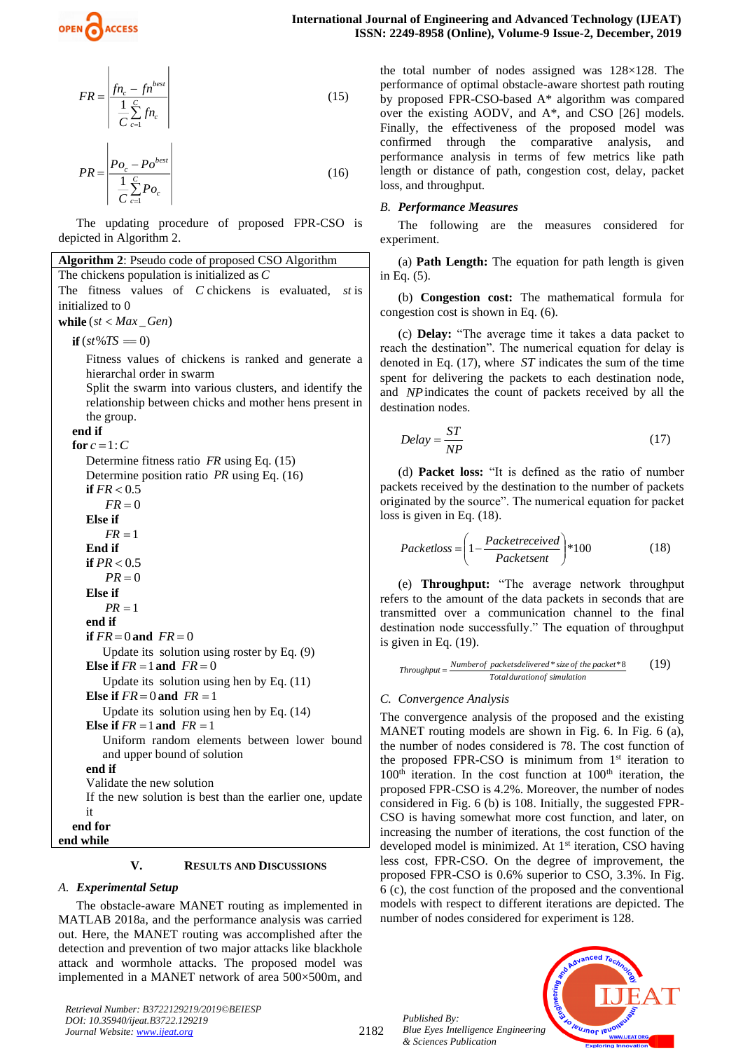$$FR = \left| \frac{fn_c - fn^{best}}{\frac{1}{C}\sum_{c=1}^{C} fn_c} \right| \tag{15}$$

$$PR = \left| \frac{Po_c - Po^{best}}{\frac{1}{C}\sum_{c=1}^{C} Po_c} \right| \tag{16}$$

The updating procedure of proposed FPR-CSO is depicted in Algorithm 2.

**Algorithm 2**: Pseudo code of proposed CSO Algorithm

```
The chickens population is initialized as C
The fitness values of C chickens is evaluated, st is initialized to 0
while (st < Max_Gen)
  if (st%TS == 0)
    Fitness values of chickens is ranked and generate a hierarchal order in swarm
    Split the swarm into various clusters, and identify the relationship between chicks and mother hens present in the group.
  end if
  for c = 1:C
    Determine fitness ratio FR using Eq. (15)
    Determine position ratio PR using Eq. (16)
    if FR < 0.5
      FR = 0
    Else if
      FR = 1
    End if
    if PR < 0.5
      PR = 0
    Else if
      PR = 1
    end if
    if FR = 0 and FR = 0
      Update its solution using roster by Eq. (9)
    Else if FR = 1 and FR = 0
      Update its solution using hen by Eq. (11)
    Else if FR = 0 and FR = 1
      Update its solution using hen by Eq. (14)
    Else if FR = 1 and FR = 1
      Uniform random elements between lower bound and upper bound of solution
    end if
    Validate the new solution
    If the new solution is best than the earlier one, update it
  end for
end while
```

## V. Results and Discussions

### A. Experimental Setup

The obstacle-aware MANET routing as implemented in MATLAB 2018a, and the performance analysis was carried out. Here, the MANET routing was accomplished after the detection and prevention of two major attacks like blackhole attack and wormhole attacks. The proposed model was implemented in a MANET network of area 500×500m, and the total number of nodes assigned was 128×128. The performance of optimal obstacle-aware shortest path routing by proposed FPR-CSO-based A* algorithm was compared over the existing AODV, and A*, and CSO [26] models. Finally, the effectiveness of the proposed model was confirmed through the comparative analysis, and performance analysis in terms of few metrics like path length or distance of path, congestion cost, delay, packet loss, and throughput.

### B. Performance Measures

The following are the measures considered for experiment.

(a) **Path Length:** The equation for path length is given in Eq. (5).

(b) **Congestion cost:** The mathematical formula for congestion cost is shown in Eq. (6).

(c) **Delay:** "The average time it takes a data packet to reach the destination". The numerical equation for delay is denoted in Eq. (17), where $ST$ indicates the sum of the time spent for delivering the packets to each destination node, and $NP$ indicates the count of packets received by all the destination nodes.

$$Delay = \frac{ST}{NP} \tag{17}$$

(d) **Packet loss:** "It is defined as the ratio of number packets received by the destination to the number of packets originated by the source". The numerical equation for packet loss is given in Eq. (18).

$$Packetloss = \left(1 - \frac{Packetreceived}{Packetsent}\right) * 100 \tag{18}$$

(e) **Throughput:** "The average network throughput refers to the amount of the data packets in seconds that are transmitted over a communication channel to the final destination node successfully." The equation of throughput is given in Eq. (19).

$$Throughput = \frac{Number\ of\ packets\ delivered * size\ of\ the\ packet * 8}{Total\ duration\ of\ simulation} \tag{19}$$

### C. Convergence Analysis

The convergence analysis of the proposed and the existing MANET routing models are shown in Fig. 6. In Fig. 6 (a), the number of nodes considered is 78. The cost function of the proposed FPR-CSO is minimum from 1st iteration to 100th iteration. In the cost function at 100th iteration, the proposed FPR-CSO is 4.2%. Moreover, the number of nodes considered in Fig. 6 (b) is 108. Initially, the suggested FPR-CSO is having somewhat more cost function, and later, on increasing the number of iterations, the cost function of the developed model is minimized. At 1st iteration, CSO having less cost, FPR-CSO. On the degree of improvement, the proposed FPR-CSO is 0.6% superior to CSO, 3.3%. In Fig. 6 (c), the cost function of the proposed and the conventional models with respect to different iterations are depicted. The number of nodes considered for experiment is 128.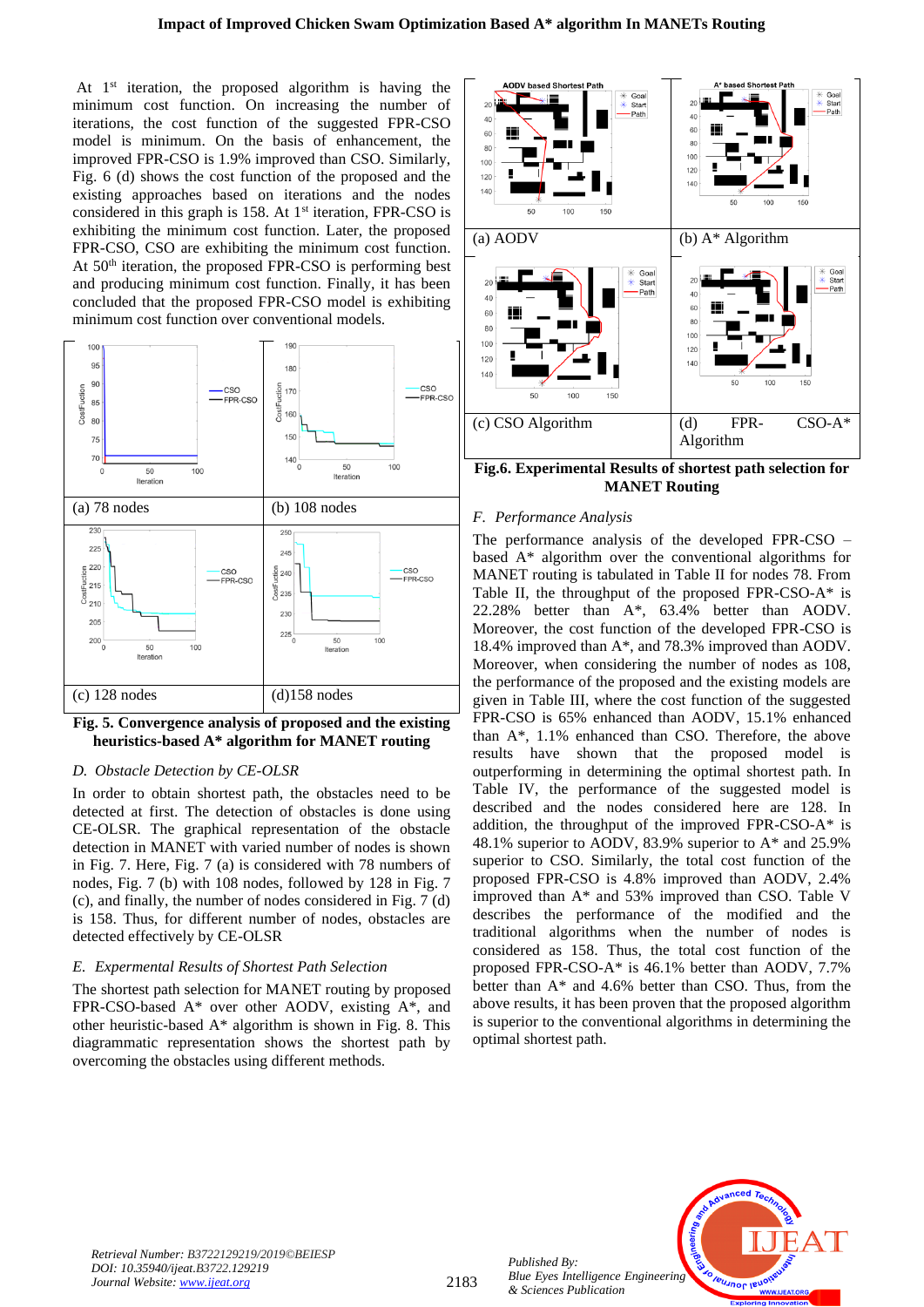At 1[st] iteration, the proposed algorithm is having the minimum cost function. On increasing the number of iterations, the cost function of the suggested FPR-CSO model is minimum. On the basis of enhancement, the improved FPR-CSO is 1.9% improved than CSO. Similarly, Fig. 6 (d) shows the cost function of the proposed and the existing approaches based on iterations and the nodes considered in this graph is 158. At 1[st] iteration, FPR-CSO is exhibiting the minimum cost function. Later, the proposed FPR-CSO, CSO are exhibiting the minimum cost function. At 50[th] iteration, the proposed FPR-CSO is performing best and producing minimum cost function. Finally, it has been concluded that the proposed FPR-CSO model is exhibiting minimum cost function over conventional models.

| (a) 78 nodes | (b) 108 nodes |
|---|---|
| (c) 128 nodes | (d)158 nodes |

**Fig. 5. Convergence analysis of proposed and the existing heuristics-based A* algorithm for MANET routing**

### *D. Obstacle Detection by CE-OLSR*

In order to obtain shortest path, the obstacles need to be detected at first. The detection of obstacles is done using CE-OLSR. The graphical representation of the obstacle detection in MANET with varied number of nodes is shown in Fig. 7. Here, Fig. 7 (a) is considered with 78 numbers of nodes, Fig. 7 (b) with 108 nodes, followed by 128 in Fig. 7 (c), and finally, the number of nodes considered in Fig. 7 (d) is 158. Thus, for different number of nodes, obstacles are detected effectively by CE-OLSR

### *E. Expermental Results of Shortest Path Selection*

The shortest path selection for MANET routing by proposed FPR-CSO-based A* over other AODV, existing A*, and other heuristic-based A* algorithm is shown in Fig. 8. This diagrammatic representation shows the shortest path by overcoming the obstacles using different methods.

| (a) AODV | (b) A* Algorithm |
|---|---|
| (c) CSO Algorithm | (d) FPR-CSO-A* Algorithm |

**Fig.6. Experimental Results of shortest path selection for MANET Routing**

### *F. Performance Analysis*

The performance analysis of the developed FPR-CSO – based A* algorithm over the conventional algorithms for MANET routing is tabulated in Table II for nodes 78. From Table II, the throughput of the proposed FPR-CSO-A* is 22.28% better than A*, 63.4% better than AODV. Moreover, the cost function of the developed FPR-CSO is 18.4% improved than A*, and 78.3% improved than AODV. Moreover, when considering the number of nodes as 108, the performance of the proposed and the existing models are given in Table III, where the cost function of the suggested FPR-CSO is 65% enhanced than AODV, 15.1% enhanced than A*, 1.1% enhanced than CSO. Therefore, the above results have shown that the proposed model is outperforming in determining the optimal shortest path. In Table IV, the performance of the suggested model is described and the nodes considered here are 128. In addition, the throughput of the improved FPR-CSO-A* is 48.1% superior to AODV, 83.9% superior to A* and 25.9% superior to CSO. Similarly, the total cost function of the proposed FPR-CSO is 4.8% improved than AODV, 2.4% improved than A* and 53% improved than CSO. Table V describes the performance of the modified and the traditional algorithms when the number of nodes is considered as 158. Thus, the total cost function of the proposed FPR-CSO-A* is 46.1% better than AODV, 7.7% better than A* and 4.6% better than CSO. Thus, from the above results, it has been proven that the proposed algorithm is superior to the conventional algorithms in determining the optimal shortest path.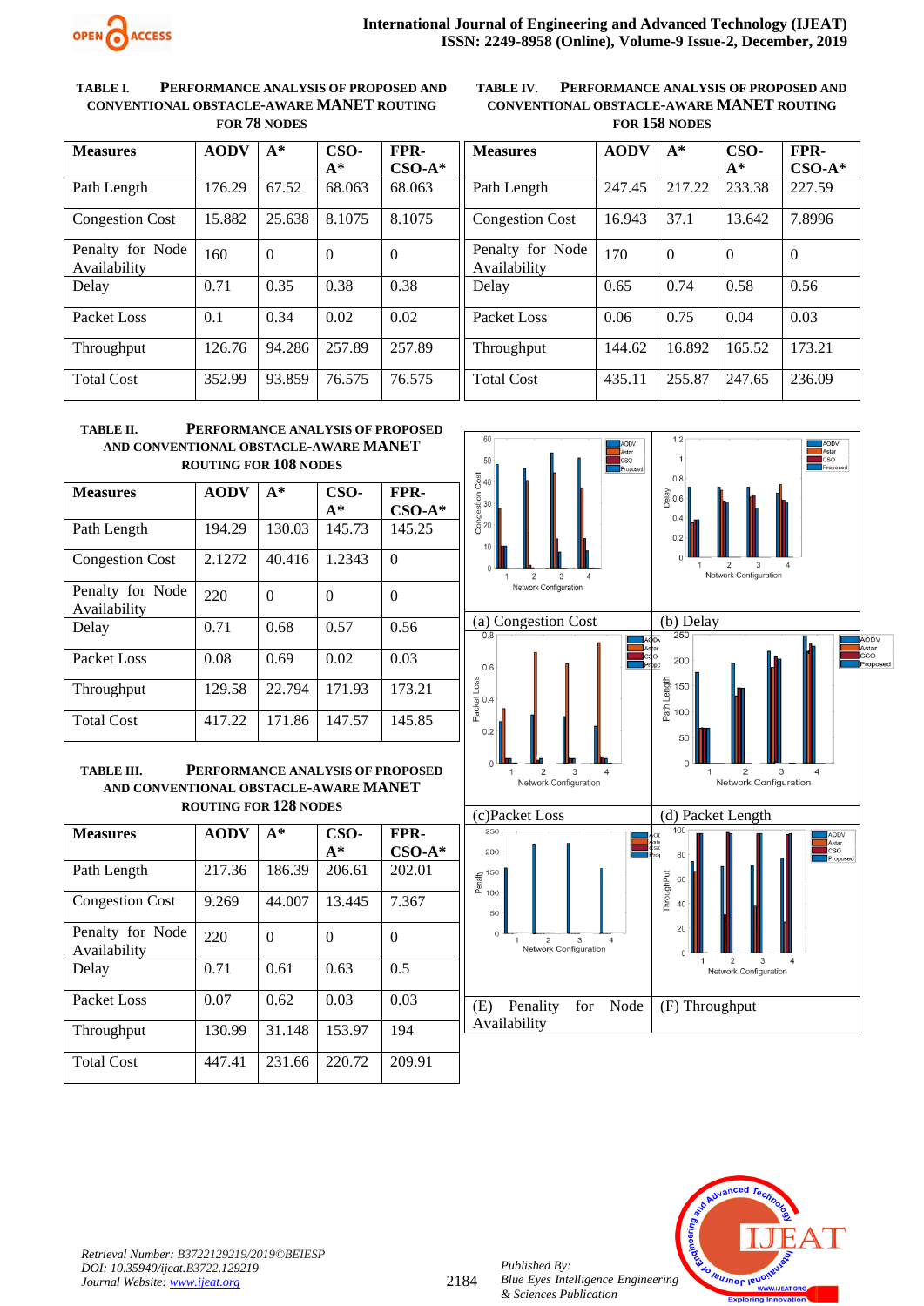**TABLE I. PERFORMANCE ANALYSIS OF PROPOSED AND CONVENTIONAL OBSTACLE-AWARE MANET ROUTING FOR 78 NODES**

| Measures | AODV | A* | CSO-A* | FPR-CSO-A* |
|---|---|---|---|---|
| Path Length | 176.29 | 67.52 | 68.063 | 68.063 |
| Congestion Cost | 15.882 | 25.638 | 8.1075 | 8.1075 |
| Penalty for Node Availability | 160 | 0 | 0 | 0 |
| Delay | 0.71 | 0.35 | 0.38 | 0.38 |
| Packet Loss | 0.1 | 0.34 | 0.02 | 0.02 |
| Throughput | 126.76 | 94.286 | 257.89 | 257.89 |
| Total Cost | 352.99 | 93.859 | 76.575 | 76.575 |

**TABLE II. PERFORMANCE ANALYSIS OF PROPOSED AND CONVENTIONAL OBSTACLE-AWARE MANET ROUTING FOR 108 NODES**

| Measures | AODV | A* | CSO-A* | FPR-CSO-A* |
|---|---|---|---|---|
| Path Length | 194.29 | 130.03 | 145.73 | 145.25 |
| Congestion Cost | 2.1272 | 40.416 | 1.2343 | 0 |
| Penalty for Node Availability | 220 | 0 | 0 | 0 |
| Delay | 0.71 | 0.68 | 0.57 | 0.56 |
| Packet Loss | 0.08 | 0.69 | 0.02 | 0.03 |
| Throughput | 129.58 | 22.794 | 171.93 | 173.21 |
| Total Cost | 417.22 | 171.86 | 147.57 | 145.85 |

**TABLE III. PERFORMANCE ANALYSIS OF PROPOSED AND CONVENTIONAL OBSTACLE-AWARE MANET ROUTING FOR 128 NODES**

| Measures | AODV | A* | CSO-A* | FPR-CSO-A* |
|---|---|---|---|---|
| Path Length | 217.36 | 186.39 | 206.61 | 202.01 |
| Congestion Cost | 9.269 | 44.007 | 13.445 | 7.367 |
| Penalty for Node Availability | 220 | 0 | 0 | 0 |
| Delay | 0.71 | 0.61 | 0.63 | 0.5 |
| Packet Loss | 0.07 | 0.62 | 0.03 | 0.03 |
| Throughput | 130.99 | 31.148 | 153.97 | 194 |
| Total Cost | 447.41 | 231.66 | 220.72 | 209.91 |

**TABLE IV. PERFORMANCE ANALYSIS OF PROPOSED AND CONVENTIONAL OBSTACLE-AWARE MANET ROUTING FOR 158 NODES**

| Measures | AODV | A* | CSO-A* | FPR-CSO-A* |
|---|---|---|---|---|
| Path Length | 247.45 | 217.22 | 233.38 | 227.59 |
| Congestion Cost | 16.943 | 37.1 | 13.642 | 7.8996 |
| Penalty for Node Availability | 170 | 0 | 0 | 0 |
| Delay | 0.65 | 0.74 | 0.58 | 0.56 |
| Packet Loss | 0.06 | 0.75 | 0.04 | 0.03 |
| Throughput | 144.62 | 16.892 | 165.52 | 173.21 |
| Total Cost | 435.11 | 255.87 | 247.65 | 236.09 |

(a) Congestion Cost

(b) Delay

(c) Packet Loss

(d) Packet Length

(E) Penality for Node Availability

(F) Throughput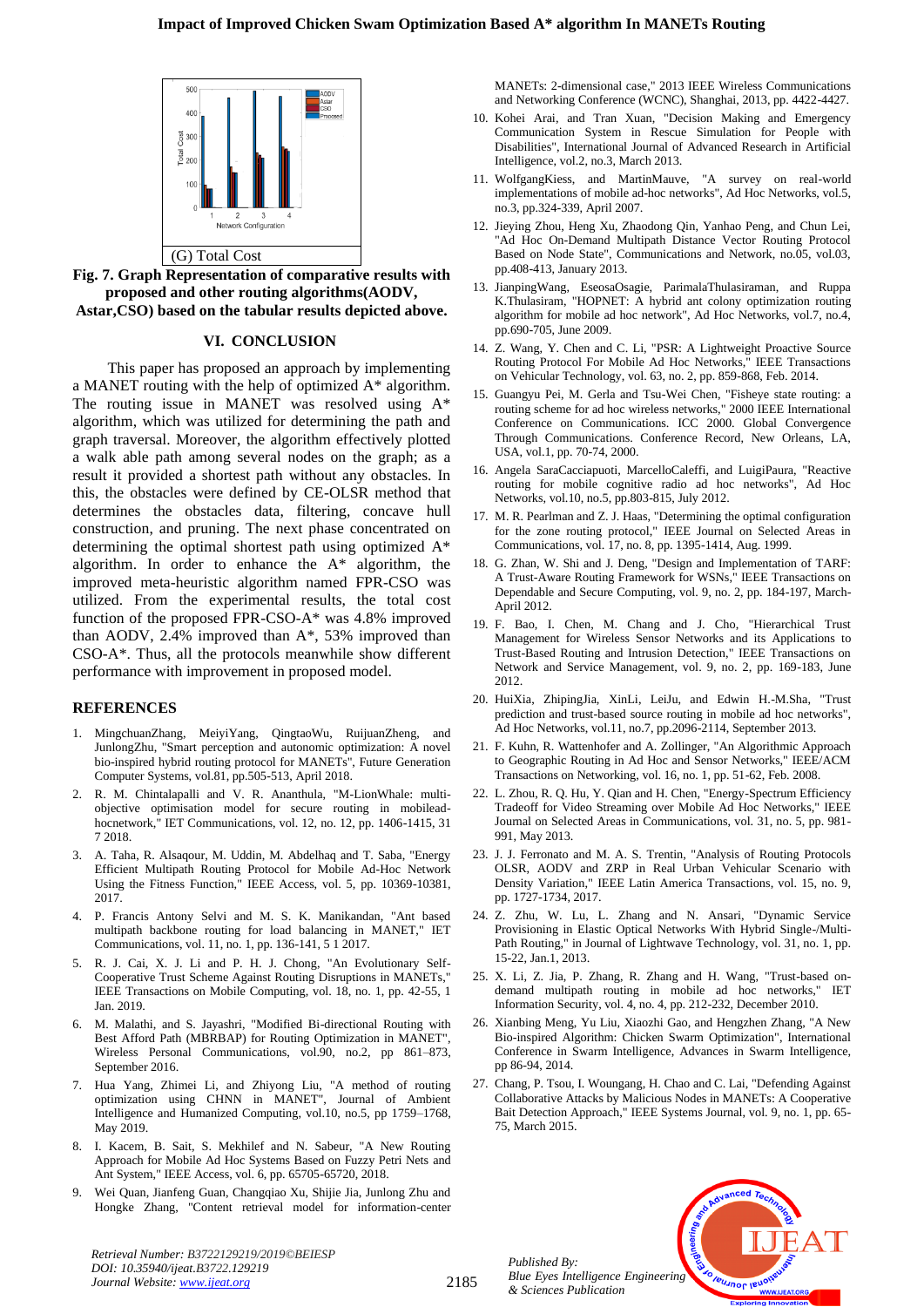(G) Total Cost

**Fig. 7. Graph Representation of comparative results with proposed and other routing algorithms(AODV, Astar,CSO) based on the tabular results depicted above.**

## VI. CONCLUSION

This paper has proposed an approach by implementing a MANET routing with the help of optimized A* algorithm. The routing issue in MANET was resolved using A* algorithm, which was utilized for determining the path and graph traversal. Moreover, the algorithm effectively plotted a walk able path among several nodes on the graph; as a result it provided a shortest path without any obstacles. In this, the obstacles were defined by CE-OLSR method that determines the obstacles data, filtering, concave hull construction, and pruning. The next phase concentrated on determining the optimal shortest path using optimized A* algorithm. In order to enhance the A* algorithm, the improved meta-heuristic algorithm named FPR-CSO was utilized. From the experimental results, the total cost function of the proposed FPR-CSO-A* was 4.8% improved than AODV, 2.4% improved than A*, 53% improved than CSO-A*. Thus, all the protocols meanwhile show different performance with improvement in proposed model.

## REFERENCES

1. MingchuanZhang, MeiyiYang, QingtaoWu, RuijuanZheng, and JunlongZhu, "Smart perception and autonomic optimization: A novel bio-inspired hybrid routing protocol for MANETs", Future Generation Computer Systems, vol.81, pp.505-513, April 2018.
2. R. M. Chintalapalli and V. R. Ananthula, "M-LionWhale: multi-objective optimisation model for secure routing in mobileadhocnetwork," IET Communications, vol. 12, no. 12, pp. 1406-1415, 31 7 2018.
3. A. Taha, R. Alsaqour, M. Uddin, M. Abdelhaq and T. Saba, "Energy Efficient Multipath Routing Protocol for Mobile Ad-Hoc Network Using the Fitness Function," IEEE Access, vol. 5, pp. 10369-10381, 2017.
4. P. Francis Antony Selvi and M. S. K. Manikandan, "Ant based multipath backbone routing for load balancing in MANET," IET Communications, vol. 11, no. 1, pp. 136-141, 5 1 2017.
5. R. J. Cai, X. J. Li and P. H. J. Chong, "An Evolutionary Self-Cooperative Trust Scheme Against Routing Disruptions in MANETs," IEEE Transactions on Mobile Computing, vol. 18, no. 1, pp. 42-55, 1 Jan. 2019.
6. M. Malathi, and S. Jayashri, "Modified Bi-directional Routing with Best Afford Path (MBRBAP) for Routing Optimization in MANET", Wireless Personal Communications, vol.90, no.2, pp 861–873, September 2016.
7. Hua Yang, Zhimei Li, and Zhiyong Liu, "A method of routing optimization using CHNN in MANET", Journal of Ambient Intelligence and Humanized Computing, vol.10, no.5, pp 1759–1768, May 2019.
8. I. Kacem, B. Sait, S. Mekhilef and N. Sabeur, "A New Routing Approach for Mobile Ad Hoc Systems Based on Fuzzy Petri Nets and Ant System," IEEE Access, vol. 6, pp. 65705-65720, 2018.
9. Wei Quan, Jianfeng Guan, Changqiao Xu, Shijie Jia, Junlong Zhu and Hongke Zhang, "Content retrieval model for information-center MANETs: 2-dimensional case," 2013 IEEE Wireless Communications and Networking Conference (WCNC), Shanghai, 2013, pp. 4422-4427.
10. Kohei Arai, and Tran Xuan, "Decision Making and Emergency Communication System in Rescue Simulation for People with Disabilities", International Journal of Advanced Research in Artificial Intelligence, vol.2, no.3, March 2013.
11. WolfgangKiess, and MartinMauve, "A survey on real-world implementations of mobile ad-hoc networks", Ad Hoc Networks, vol.5, no.3, pp.324-339, April 2007.
12. Jieying Zhou, Heng Xu, Zhaodong Qin, Yanhao Peng, and Chun Lei, "Ad Hoc On-Demand Multipath Distance Vector Routing Protocol Based on Node State", Communications and Network, no.05, vol.03, pp.408-413, January 2013.
13. JianpingWang, EseosaOsagie, ParimalaThulasiraman, and Ruppa K.Thulasiram, "HOPNET: A hybrid ant colony optimization routing algorithm for mobile ad hoc network", Ad Hoc Networks, vol.7, no.4, pp.690-705, June 2009.
14. Z. Wang, Y. Chen and C. Li, "PSR: A Lightweight Proactive Source Routing Protocol For Mobile Ad Hoc Networks," IEEE Transactions on Vehicular Technology, vol. 63, no. 2, pp. 859-868, Feb. 2014.
15. Guangyu Pei, M. Gerla and Tsu-Wei Chen, "Fisheye state routing: a routing scheme for ad hoc wireless networks," 2000 IEEE International Conference on Communications. ICC 2000. Global Convergence Through Communications. Conference Record, New Orleans, LA, USA, vol.1, pp. 70-74, 2000.
16. Angela SaraCacciapuoti, MarcelloCaleffi, and LuigiPaura, "Reactive routing for mobile cognitive radio ad hoc networks", Ad Hoc Networks, vol.10, no.5, pp.803-815, July 2012.
17. M. R. Pearlman and Z. J. Haas, "Determining the optimal configuration for the zone routing protocol," IEEE Journal on Selected Areas in Communications, vol. 17, no. 8, pp. 1395-1414, Aug. 1999.
18. G. Zhan, W. Shi and J. Deng, "Design and Implementation of TARF: A Trust-Aware Routing Framework for WSNs," IEEE Transactions on Dependable and Secure Computing, vol. 9, no. 2, pp. 184-197, March-April 2012.
19. F. Bao, I. Chen, M. Chang and J. Cho, "Hierarchical Trust Management for Wireless Sensor Networks and its Applications to Trust-Based Routing and Intrusion Detection," IEEE Transactions on Network and Service Management, vol. 9, no. 2, pp. 169-183, June 2012.
20. HuiXia, ZhipingJia, XinLi, LeiJu, and Edwin H.-M.Sha, "Trust prediction and trust-based source routing in mobile ad hoc networks", Ad Hoc Networks, vol.11, no.7, pp.2096-2114, September 2013.
21. F. Kuhn, R. Wattenhofer and A. Zollinger, "An Algorithmic Approach to Geographic Routing in Ad Hoc and Sensor Networks," IEEE/ACM Transactions on Networking, vol. 16, no. 1, pp. 51-62, Feb. 2008.
22. L. Zhou, R. Q. Hu, Y. Qian and H. Chen, "Energy-Spectrum Efficiency Tradeoff for Video Streaming over Mobile Ad Hoc Networks," IEEE Journal on Selected Areas in Communications, vol. 31, no. 5, pp. 981-991, May 2013.
23. J. J. Ferronato and M. A. S. Trentin, "Analysis of Routing Protocols OLSR, AODV and ZRP in Real Urban Vehicular Scenario with Density Variation," IEEE Latin America Transactions, vol. 15, no. 9, pp. 1727-1734, 2017.
24. Z. Zhu, W. Lu, L. Zhang and N. Ansari, "Dynamic Service Provisioning in Elastic Optical Networks With Hybrid Single-/Multi-Path Routing," in Journal of Lightwave Technology, vol. 31, no. 1, pp. 15-22, Jan.1, 2013.
25. X. Li, Z. Jia, P. Zhang, R. Zhang and H. Wang, "Trust-based on-demand multipath routing in mobile ad hoc networks," IET Information Security, vol. 4, no. 4, pp. 212-232, December 2010.
26. Xianbing Meng, Yu Liu, Xiaozhi Gao, and Hengzhen Zhang, "A New Bio-inspired Algorithm: Chicken Swarm Optimization", International Conference in Swarm Intelligence, Advances in Swarm Intelligence, pp 86-94, 2014.
27. Chang, P. Tsou, I. Woungang, H. Chao and C. Lai, "Defending Against Collaborative Attacks by Malicious Nodes in MANETs: A Cooperative Bait Detection Approach," IEEE Systems Journal, vol. 9, no. 1, pp. 65-75, March 2015.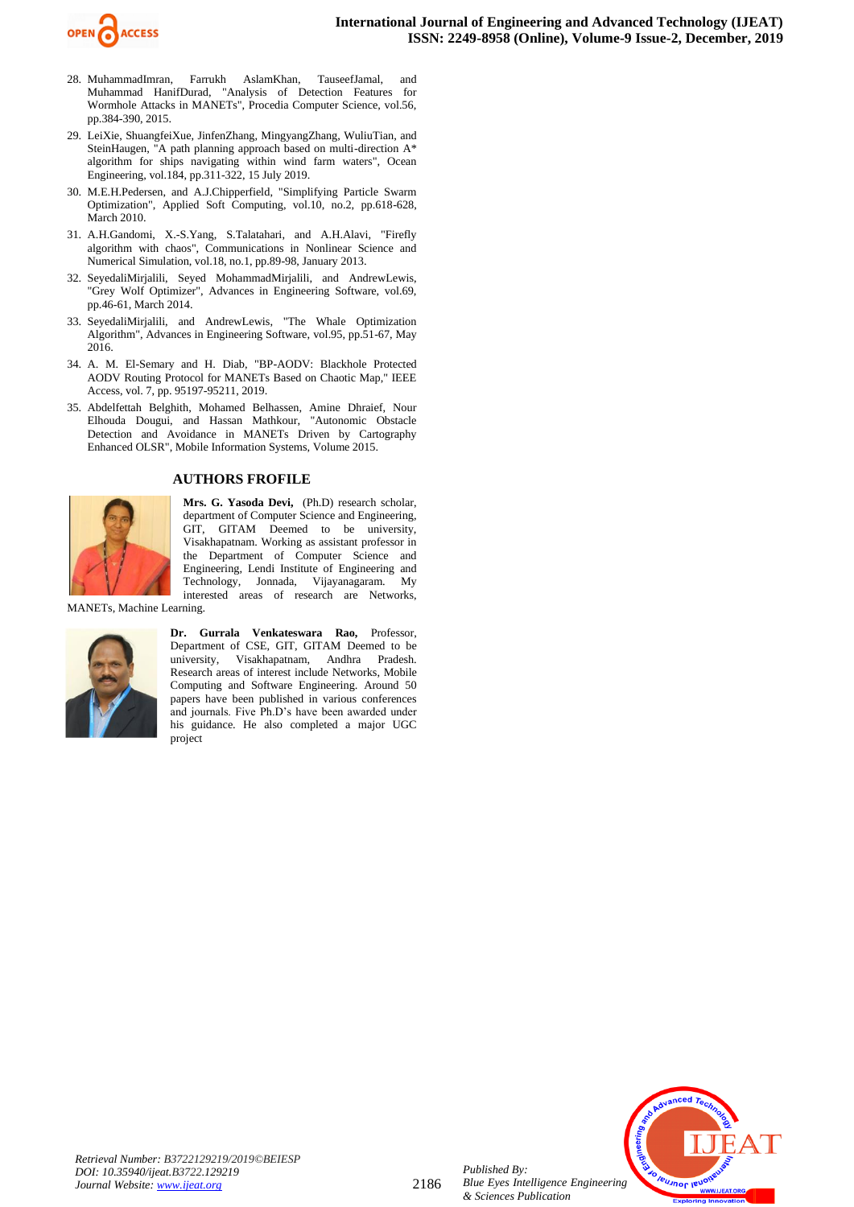28. MuhammadImran, Farrukh AslamKhan, TauseefJamal, and Muhammad HanifDurad, "Analysis of Detection Features for Wormhole Attacks in MANETs", Procedia Computer Science, vol.56, pp.384-390, 2015.
29. LeiXie, ShuangfeiXue, JinfenZhang, MingyangZhang, WuliuTian, and SteinHaugen, "A path planning approach based on multi-direction A* algorithm for ships navigating within wind farm waters", Ocean Engineering, vol.184, pp.311-322, 15 July 2019.
30. M.E.H.Pedersen, and A.J.Chipperfield, "Simplifying Particle Swarm Optimization", Applied Soft Computing, vol.10, no.2, pp.618-628, March 2010.
31. A.H.Gandomi, X.-S.Yang, S.Talatahari, and A.H.Alavi, "Firefly algorithm with chaos", Communications in Nonlinear Science and Numerical Simulation, vol.18, no.1, pp.89-98, January 2013.
32. SeyedaliMirjalili, Seyed MohammadMirjalili, and AndrewLewis, "Grey Wolf Optimizer", Advances in Engineering Software, vol.69, pp.46-61, March 2014.
33. SeyedaliMirjalili, and AndrewLewis, "The Whale Optimization Algorithm", Advances in Engineering Software, vol.95, pp.51-67, May 2016.
34. A. M. El-Semary and H. Diab, "BP-AODV: Blackhole Protected AODV Routing Protocol for MANETs Based on Chaotic Map," IEEE Access, vol. 7, pp. 95197-95211, 2019.
35. Abdelfettah Belghith, Mohamed Belhassen, Amine Dhraief, Nour Elhouda Dougui, and Hassan Mathkour, "Autonomic Obstacle Detection and Avoidance in MANETs Driven by Cartography Enhanced OLSR", Mobile Information Systems, Volume 2015.

## AUTHORS FROFILE

**Mrs. G. Yasoda Devi,** (Ph.D) research scholar, department of Computer Science and Engineering, GIT, GITAM Deemed to be university, Visakhapatnam. Working as assistant professor in the Department of Computer Science and Engineering, Lendi Institute of Engineering and Technology, Jonnada, Vijayanagaram. My interested areas of research are Networks, MANETs, Machine Learning.

**Dr. Gurrala Venkateswara Rao,** Professor, Department of CSE, GIT, GITAM Deemed to be university, Visakhapatnam, Andhra Pradesh. Research areas of interest include Networks, Mobile Computing and Software Engineering. Around 50 papers have been published in various conferences and journals. Five Ph.D's have been awarded under his guidance. He also completed a major UGC project